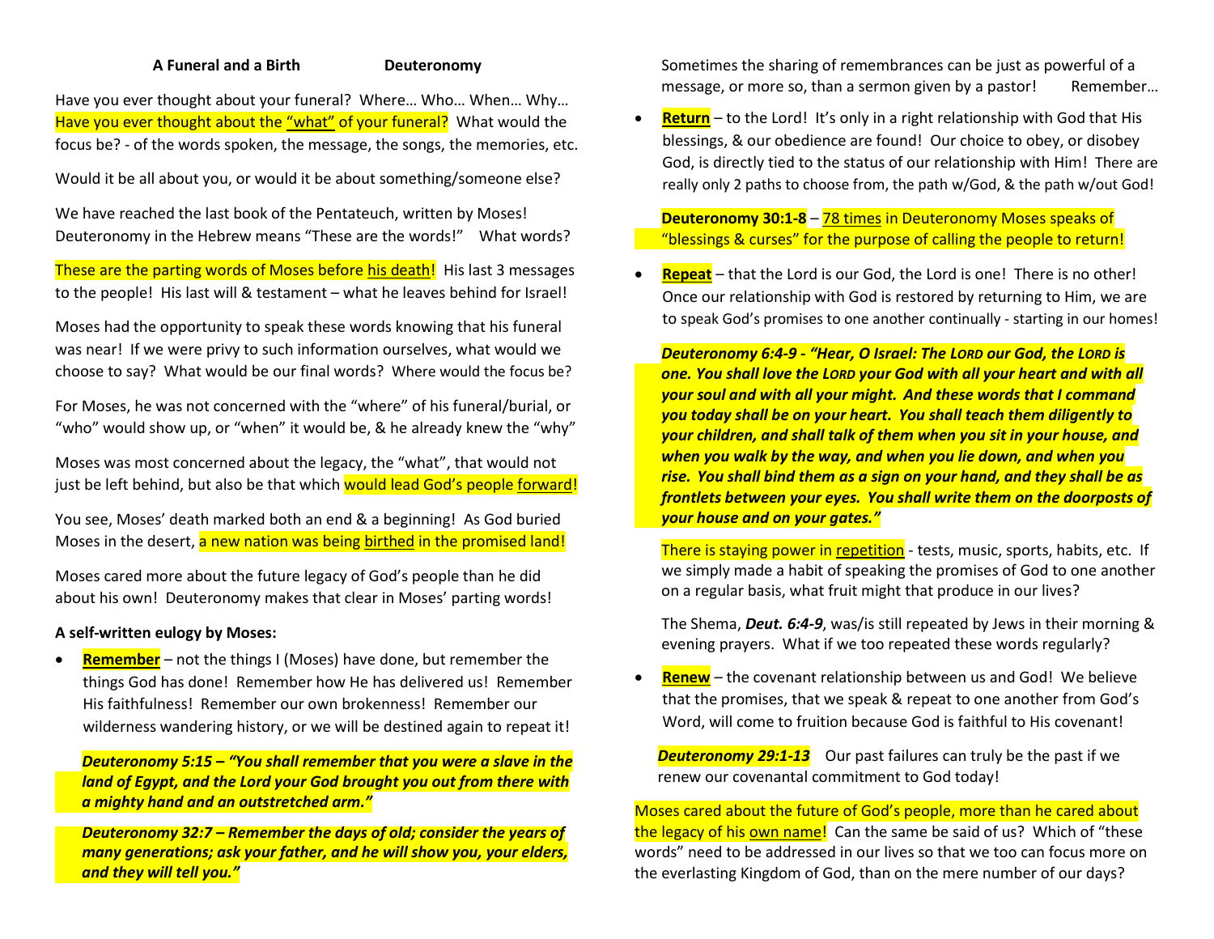**A Funeral and a Birth** **Deuteronomy**

Have you ever thought about your funeral? Where… Who… When… Why… Have you ever thought about the "what" of your funeral? What would the focus be? - of the words spoken, the message, the songs, the memories, etc.

Would it be all about you, or would it be about something/someone else?

We have reached the last book of the Pentateuch, written by Moses! Deuteronomy in the Hebrew means "These are the words!" What words?

These are the parting words of Moses before his death! His last 3 messages to the people! His last will & testament – what he leaves behind for Israel!

Moses had the opportunity to speak these words knowing that his funeral was near! If we were privy to such information ourselves, what would we choose to say? What would be our final words? Where would the focus be?

For Moses, he was not concerned with the "where" of his funeral/burial, or "who" would show up, or "when" it would be, & he already knew the "why"

Moses was most concerned about the legacy, the "what", that would not just be left behind, but also be that which would lead God's people forward!

You see, Moses' death marked both an end & a beginning! As God buried Moses in the desert, a new nation was being birthed in the promised land!

Moses cared more about the future legacy of God's people than he did about his own! Deuteronomy makes that clear in Moses' parting words!

**A self-written eulogy by Moses:**

- **Remember** – not the things I (Moses) have done, but remember the things God has done! Remember how He has delivered us! Remember His faithfulness! Remember our own brokenness! Remember our wilderness wandering history, or we will be destined again to repeat it!

  ***Deuteronomy 5:15 – "You shall remember that you were a slave in the land of Egypt, and the Lord your God brought you out from there with a mighty hand and an outstretched arm."***

  ***Deuteronomy 32:7 – Remember the days of old; consider the years of many generations; ask your father, and he will show you, your elders, and they will tell you."***

  Sometimes the sharing of remembrances can be just as powerful of a message, or more so, than a sermon given by a pastor! Remember…

- **Return** – to the Lord! It's only in a right relationship with God that His blessings, & our obedience are found! Our choice to obey, or disobey God, is directly tied to the status of our relationship with Him! There are really only 2 paths to choose from, the path w/God, & the path w/out God!

  **Deuteronomy 30:1-8** – 78 times in Deuteronomy Moses speaks of "blessings & curses" for the purpose of calling the people to return!

- **Repeat** – that the Lord is our God, the Lord is one! There is no other! Once our relationship with God is restored by returning to Him, we are to speak God's promises to one another continually - starting in our homes!

  ***Deuteronomy 6:4-9 - "Hear, O Israel: The LORD our God, the LORD is one. You shall love the LORD your God with all your heart and with all your soul and with all your might. And these words that I command you today shall be on your heart. You shall teach them diligently to your children, and shall talk of them when you sit in your house, and when you walk by the way, and when you lie down, and when you rise. You shall bind them as a sign on your hand, and they shall be as frontlets between your eyes. You shall write them on the doorposts of your house and on your gates."***

  There is staying power in repetition - tests, music, sports, habits, etc. If we simply made a habit of speaking the promises of God to one another on a regular basis, what fruit might that produce in our lives?

  The Shema, ***Deut. 6:4-9***, was/is still repeated by Jews in their morning & evening prayers. What if we too repeated these words regularly?

- **Renew** – the covenant relationship between us and God! We believe that the promises, that we speak & repeat to one another from God's Word, will come to fruition because God is faithful to His covenant!

  ***Deuteronomy 29:1-13*** Our past failures can truly be the past if we renew our covenantal commitment to God today!

Moses cared about the future of God's people, more than he cared about the legacy of his own name! Can the same be said of us? Which of "these words" need to be addressed in our lives so that we too can focus more on the everlasting Kingdom of God, than on the mere number of our days?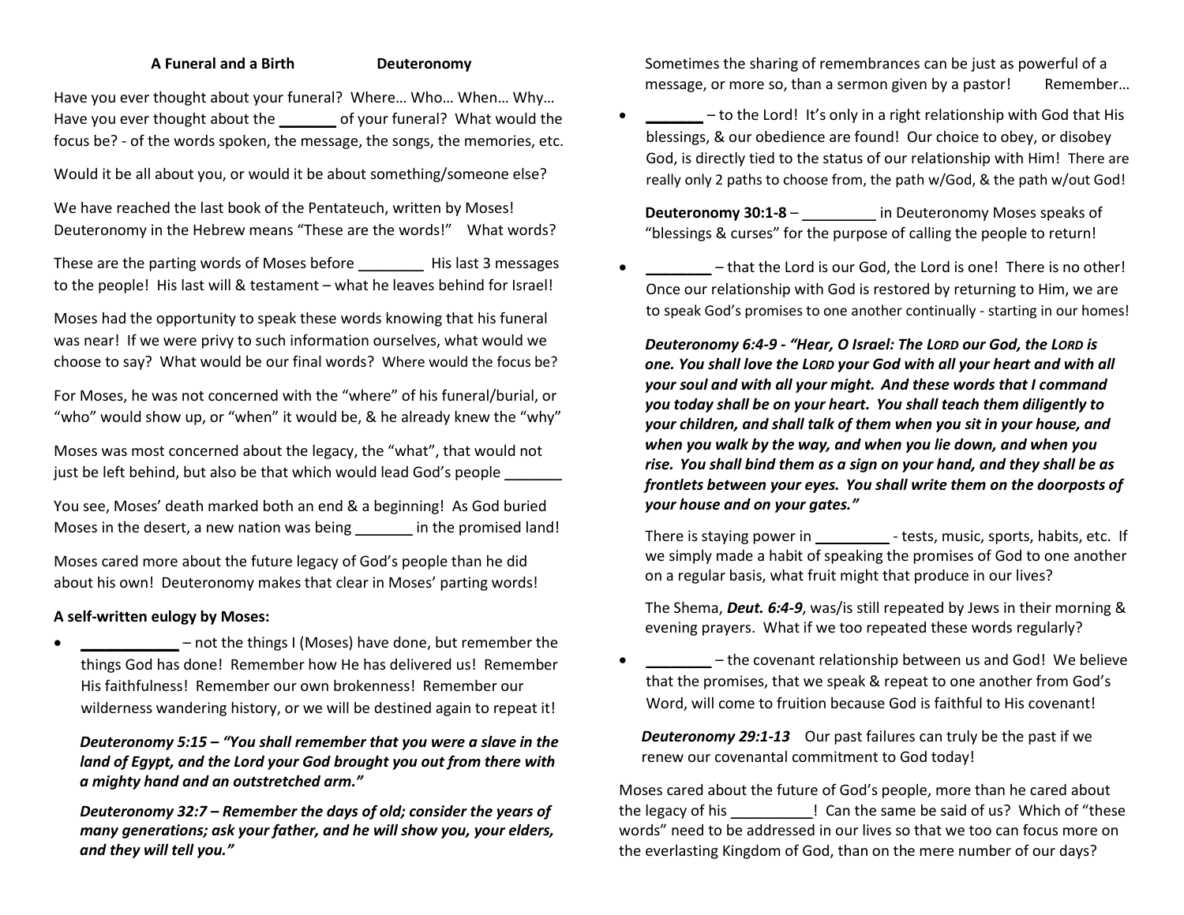**A Funeral and a Birth** **Deuteronomy**

Have you ever thought about your funeral? Where… Who… When… Why… Have you ever thought about the _______ of your funeral? What would the focus be? - of the words spoken, the message, the songs, the memories, etc.

Would it be all about you, or would it be about something/someone else?

We have reached the last book of the Pentateuch, written by Moses! Deuteronomy in the Hebrew means "These are the words!" What words?

These are the parting words of Moses before ________ His last 3 messages to the people! His last will & testament – what he leaves behind for Israel!

Moses had the opportunity to speak these words knowing that his funeral was near! If we were privy to such information ourselves, what would we choose to say? What would be our final words? Where would the focus be?

For Moses, he was not concerned with the "where" of his funeral/burial, or "who" would show up, or "when" it would be, & he already knew the "why"

Moses was most concerned about the legacy, the "what", that would not just be left behind, but also be that which would lead God's people _______

You see, Moses' death marked both an end & a beginning! As God buried Moses in the desert, a new nation was being _______ in the promised land!

Moses cared more about the future legacy of God's people than he did about his own! Deuteronomy makes that clear in Moses' parting words!

**A self-written eulogy by Moses:**

- **____________** – not the things I (Moses) have done, but remember the things God has done! Remember how He has delivered us! Remember His faithfulness! Remember our own brokenness! Remember our wilderness wandering history, or we will be destined again to repeat it!

  ***Deuteronomy 5:15 – "You shall remember that you were a slave in the land of Egypt, and the Lord your God brought you out from there with a mighty hand and an outstretched arm."***

  ***Deuteronomy 32:7 – Remember the days of old; consider the years of many generations; ask your father, and he will show you, your elders, and they will tell you."***

Sometimes the sharing of remembrances can be just as powerful of a message, or more so, than a sermon given by a pastor! Remember…

- **_______** – to the Lord! It's only in a right relationship with God that His blessings, & our obedience are found! Our choice to obey, or disobey God, is directly tied to the status of our relationship with Him! There are really only 2 paths to choose from, the path w/God, & the path w/out God!

  **Deuteronomy 30:1-8** – _________ in Deuteronomy Moses speaks of "blessings & curses" for the purpose of calling the people to return!

- **________** – that the Lord is our God, the Lord is one! There is no other! Once our relationship with God is restored by returning to Him, we are to speak God's promises to one another continually - starting in our homes!

  ***Deuteronomy 6:4-9 - "Hear, O Israel: The LORD our God, the LORD is one. You shall love the LORD your God with all your heart and with all your soul and with all your might. And these words that I command you today shall be on your heart. You shall teach them diligently to your children, and shall talk of them when you sit in your house, and when you walk by the way, and when you lie down, and when you rise. You shall bind them as a sign on your hand, and they shall be as frontlets between your eyes. You shall write them on the doorposts of your house and on your gates."***

  There is staying power in _________ - tests, music, sports, habits, etc. If we simply made a habit of speaking the promises of God to one another on a regular basis, what fruit might that produce in our lives?

  The Shema, ***Deut. 6:4-9***, was/is still repeated by Jews in their morning & evening prayers. What if we too repeated these words regularly?

- **________** – the covenant relationship between us and God! We believe that the promises, that we speak & repeat to one another from God's Word, will come to fruition because God is faithful to His covenant!

  ***Deuteronomy 29:1-13*** Our past failures can truly be the past if we renew our covenantal commitment to God today!

Moses cared about the future of God's people, more than he cared about the legacy of his __________! Can the same be said of us? Which of "these words" need to be addressed in our lives so that we too can focus more on the everlasting Kingdom of God, than on the mere number of our days?